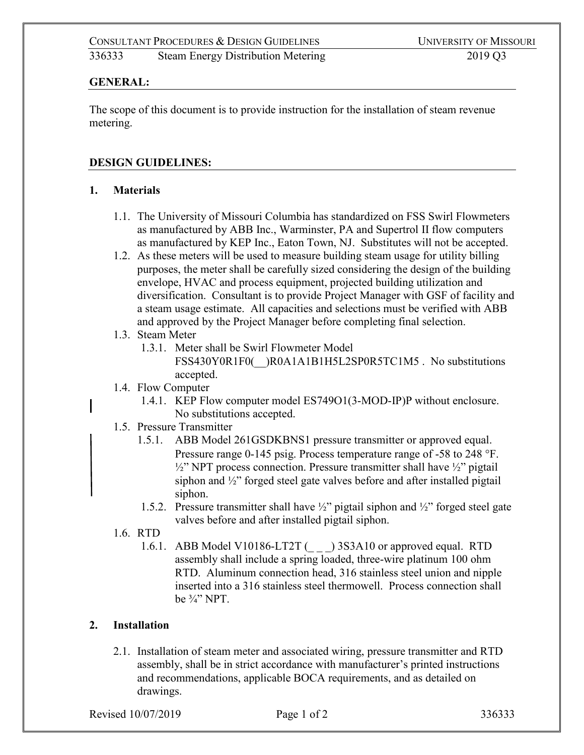CONSULTANT PROCEDURES & DESIGN GUIDELINES — UNIVERSITY OF MISSOURI

336333 Steam Energy Distribution Metering — 2019 Q3

## GENERAL:

The scope of this document is to provide instruction for the installation of steam revenue metering.

## DESIGN GUIDELINES:

### 1. Materials

1.1. The University of Missouri Columbia has standardized on FSS Swirl Flowmeters as manufactured by ABB Inc., Warminster, PA and Supertrol II flow computers as manufactured by KEP Inc., Eaton Town, NJ. Substitutes will not be accepted.

1.2. As these meters will be used to measure building steam usage for utility billing purposes, the meter shall be carefully sized considering the design of the building envelope, HVAC and process equipment, projected building utilization and diversification. Consultant is to provide Project Manager with GSF of facility and a steam usage estimate. All capacities and selections must be verified with ABB and approved by the Project Manager before completing final selection.

1.3. Steam Meter

1.3.1. Meter shall be Swirl Flowmeter Model FSS430Y0R1F0(__)R0A1A1B1H5L2SP0R5TC1M5 . No substitutions accepted.

1.4. Flow Computer

1.4.1. KEP Flow computer model ES749O1(3-MOD-IP)P without enclosure. No substitutions accepted.

1.5. Pressure Transmitter

1.5.1. ABB Model 261GSDKBNS1 pressure transmitter or approved equal. Pressure range 0-145 psig. Process temperature range of -58 to 248 °F. ½" NPT process connection. Pressure transmitter shall have ½" pigtail siphon and ½" forged steel gate valves before and after installed pigtail siphon.

1.5.2. Pressure transmitter shall have ½" pigtail siphon and ½" forged steel gate valves before and after installed pigtail siphon.

1.6. RTD

1.6.1. ABB Model V10186-LT2T (_ _ _) 3S3A10 or approved equal. RTD assembly shall include a spring loaded, three-wire platinum 100 ohm RTD. Aluminum connection head, 316 stainless steel union and nipple inserted into a 316 stainless steel thermowell. Process connection shall be ¾" NPT.

### 2. Installation

2.1. Installation of steam meter and associated wiring, pressure transmitter and RTD assembly, shall be in strict accordance with manufacturer's printed instructions and recommendations, applicable BOCA requirements, and as detailed on drawings.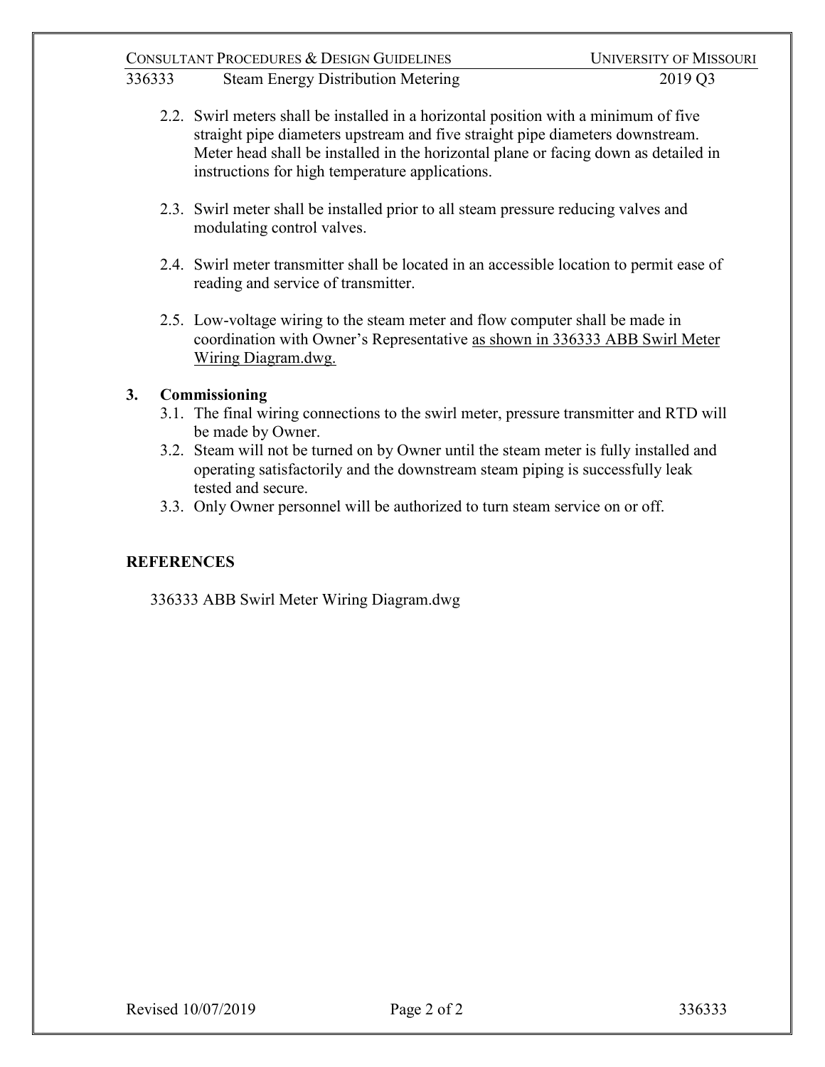2.2. Swirl meters shall be installed in a horizontal position with a minimum of five straight pipe diameters upstream and five straight pipe diameters downstream. Meter head shall be installed in the horizontal plane or facing down as detailed in instructions for high temperature applications.

2.3. Swirl meter shall be installed prior to all steam pressure reducing valves and modulating control valves.

2.4. Swirl meter transmitter shall be located in an accessible location to permit ease of reading and service of transmitter.

2.5. Low-voltage wiring to the steam meter and flow computer shall be made in coordination with Owner's Representative as shown in 336333 ABB Swirl Meter Wiring Diagram.dwg.

**3. Commissioning**

3.1. The final wiring connections to the swirl meter, pressure transmitter and RTD will be made by Owner.
3.2. Steam will not be turned on by Owner until the steam meter is fully installed and operating satisfactorily and the downstream steam piping is successfully leak tested and secure.
3.3. Only Owner personnel will be authorized to turn steam service on or off.

**REFERENCES**

336333 ABB Swirl Meter Wiring Diagram.dwg